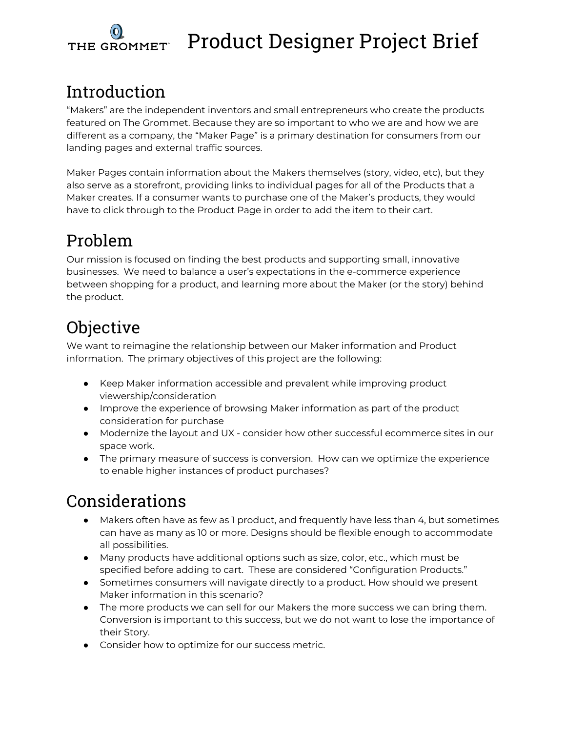# THE GROMMET Product Designer Project Brief

## Introduction

"Makers" are the independent inventors and small entrepreneurs who create the products featured on The Grommet. Because they are so important to who we are and how we are different as a company, the "Maker Page" is a primary destination for consumers from our landing pages and external traffic sources.

Maker Pages contain information about the Makers themselves (story, video, etc), but they also serve as a storefront, providing links to individual pages for all of the Products that a Maker creates. If a consumer wants to purchase one of the Maker's products, they would have to click through to the Product Page in order to add the item to their cart.

## Problem

Our mission is focused on finding the best products and supporting small, innovative businesses. We need to balance a user's expectations in the e-commerce experience between shopping for a product, and learning more about the Maker (or the story) behind the product.

## Objective

We want to reimagine the relationship between our Maker information and Product information. The primary objectives of this project are the following:

- Keep Maker information accessible and prevalent while improving product viewership/consideration
- Improve the experience of browsing Maker information as part of the product consideration for purchase
- Modernize the layout and UX - consider how other successful ecommerce sites in our space work.
- The primary measure of success is conversion. How can we optimize the experience to enable higher instances of product purchases?

## Considerations

- Makers often have as few as 1 product, and frequently have less than 4, but sometimes can have as many as 10 or more. Designs should be flexible enough to accommodate all possibilities.
- Many products have additional options such as size, color, etc., which must be specified before adding to cart. These are considered "Configuration Products."
- Sometimes consumers will navigate directly to a product. How should we present Maker information in this scenario?
- The more products we can sell for our Makers the more success we can bring them. Conversion is important to this success, but we do not want to lose the importance of their Story.
- Consider how to optimize for our success metric.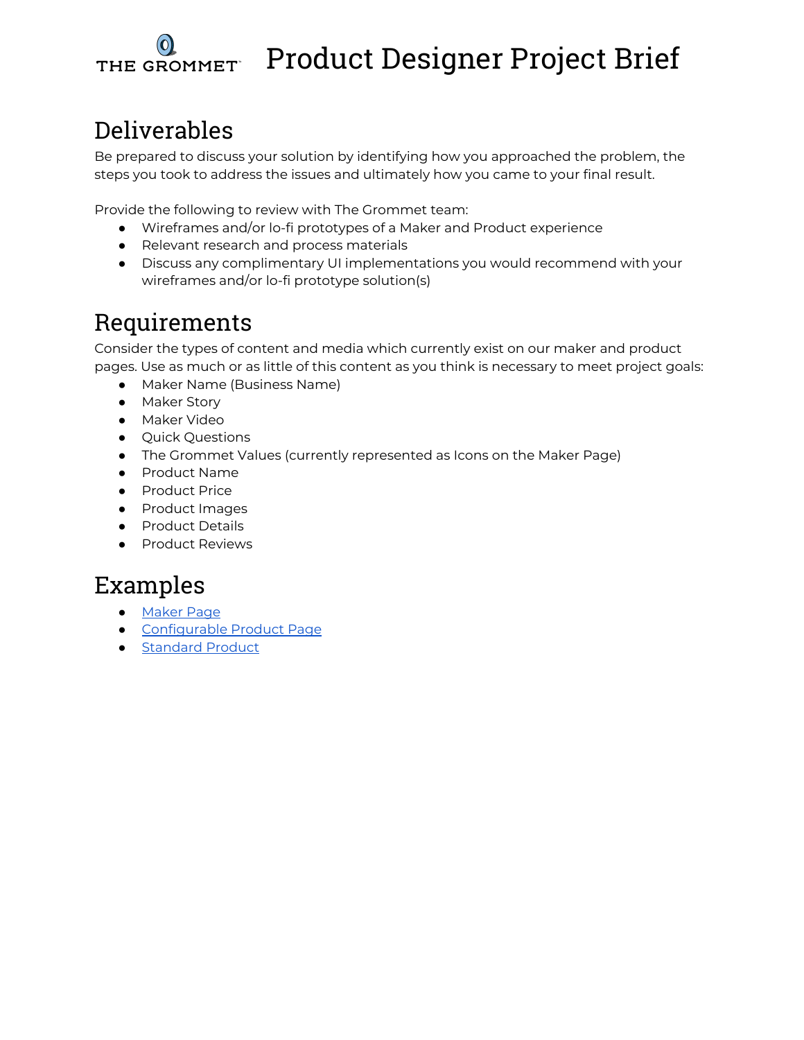# Product Designer Project Brief

## Deliverables

Be prepared to discuss your solution by identifying how you approached the problem, the steps you took to address the issues and ultimately how you came to your final result.

Provide the following to review with The Grommet team:

- Wireframes and/or lo-fi prototypes of a Maker and Product experience
- Relevant research and process materials
- Discuss any complimentary UI implementations you would recommend with your wireframes and/or lo-fi prototype solution(s)

## Requirements

Consider the types of content and media which currently exist on our maker and product pages. Use as much or as little of this content as you think is necessary to meet project goals:

- Maker Name (Business Name)
- Maker Story
- Maker Video
- Quick Questions
- The Grommet Values (currently represented as Icons on the Maker Page)
- Product Name
- Product Price
- Product Images
- Product Details
- Product Reviews

## Examples

- Maker Page
- Configurable Product Page
- Standard Product